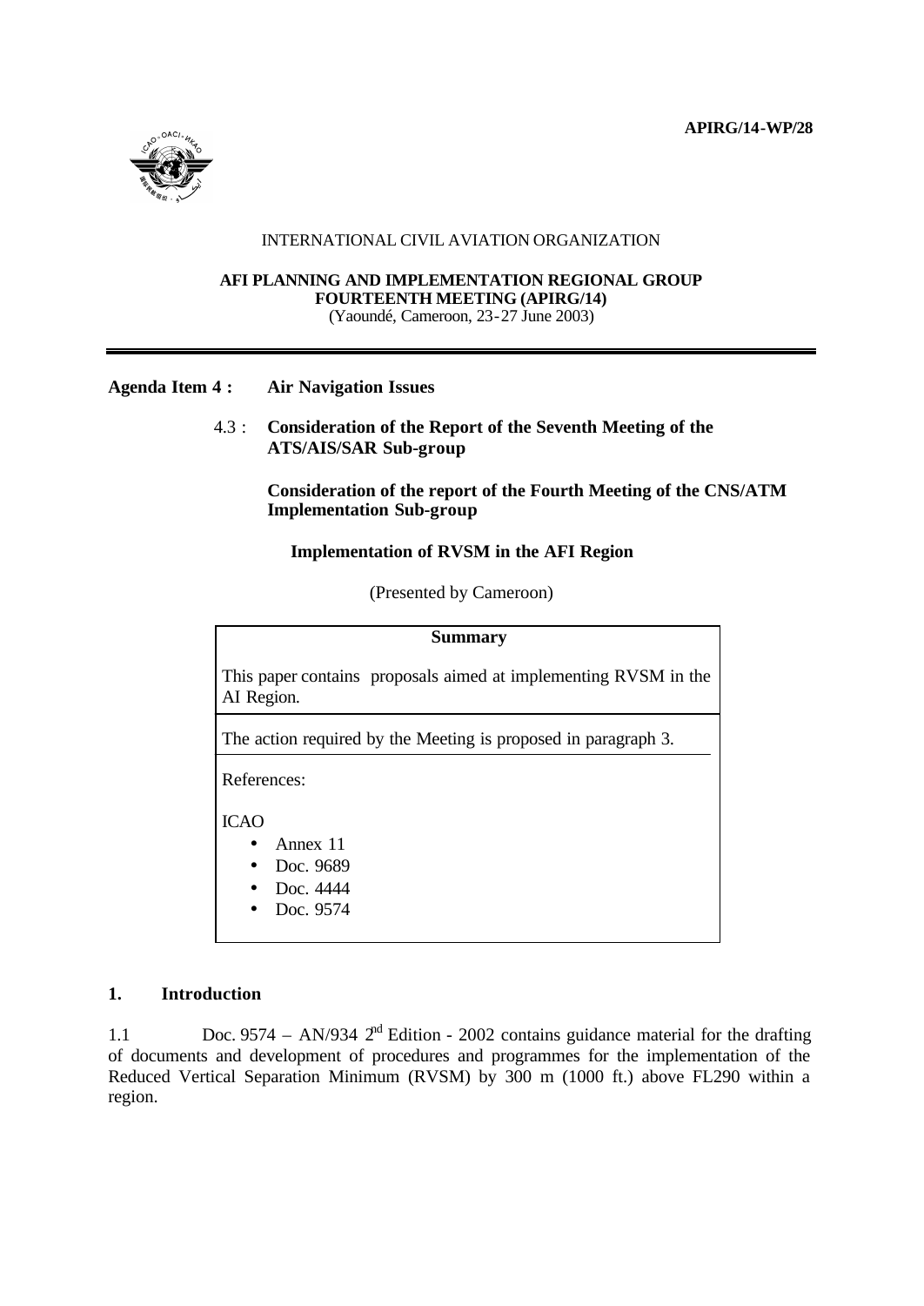APIRG/14-WP/28

INTERNATIONAL CIVIL AVIATION ORGANIZATION

**AFI PLANNING AND IMPLEMENTATION REGIONAL GROUP**
**FOURTEENTH MEETING (APIRG/14)**
(Yaoundé, Cameroon, 23-27 June 2003)

---

**Agenda Item 4 : Air Navigation Issues**

4.3 : **Consideration of the Report of the Seventh Meeting of the ATS/AIS/SAR Sub-group**

**Consideration of the report of the Fourth Meeting of the CNS/ATM Implementation Sub-group**

**Implementation of RVSM in the AFI Region**

(Presented by Cameroon)

| **Summary** |
|---|
| This paper contains proposals aimed at implementing RVSM in the AI Region. |
| The action required by the Meeting is proposed in paragraph 3. |
| References:<br><br>ICAO<br>• Annex 11<br>• Doc. 9689<br>• Doc. 4444<br>• Doc. 9574 |

## 1. Introduction

1.1 Doc. 9574 – AN/934 2[nd] Edition - 2002 contains guidance material for the drafting of documents and development of procedures and programmes for the implementation of the Reduced Vertical Separation Minimum (RVSM) by 300 m (1000 ft.) above FL290 within a region.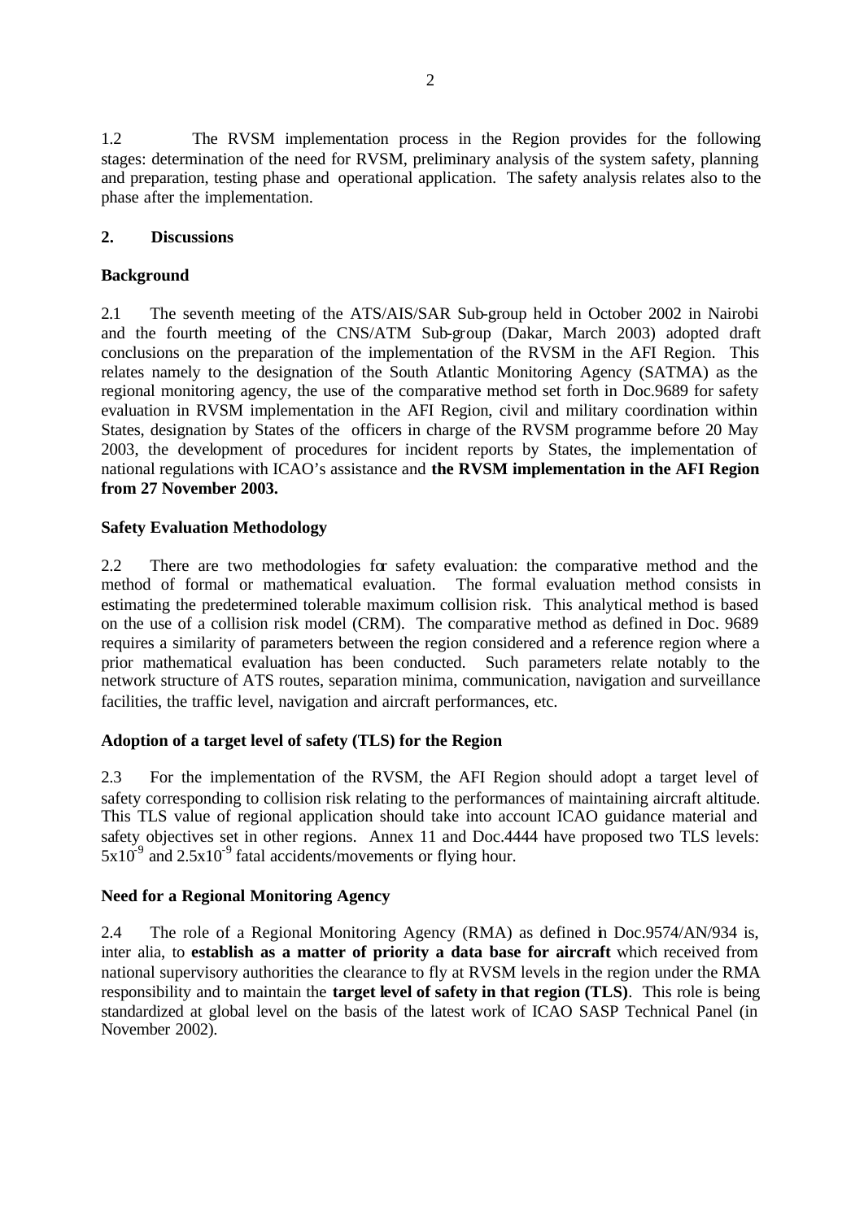1.2 The RVSM implementation process in the Region provides for the following stages: determination of the need for RVSM, preliminary analysis of the system safety, planning and preparation, testing phase and operational application. The safety analysis relates also to the phase after the implementation.

## 2. Discussions

### Background

2.1 The seventh meeting of the ATS/AIS/SAR Sub-group held in October 2002 in Nairobi and the fourth meeting of the CNS/ATM Sub-group (Dakar, March 2003) adopted draft conclusions on the preparation of the implementation of the RVSM in the AFI Region. This relates namely to the designation of the South Atlantic Monitoring Agency (SATMA) as the regional monitoring agency, the use of the comparative method set forth in Doc.9689 for safety evaluation in RVSM implementation in the AFI Region, civil and military coordination within States, designation by States of the officers in charge of the RVSM programme before 20 May 2003, the development of procedures for incident reports by States, the implementation of national regulations with ICAO's assistance and **the RVSM implementation in the AFI Region from 27 November 2003.**

### Safety Evaluation Methodology

2.2 There are two methodologies for safety evaluation: the comparative method and the method of formal or mathematical evaluation. The formal evaluation method consists in estimating the predetermined tolerable maximum collision risk. This analytical method is based on the use of a collision risk model (CRM). The comparative method as defined in Doc. 9689 requires a similarity of parameters between the region considered and a reference region where a prior mathematical evaluation has been conducted. Such parameters relate notably to the network structure of ATS routes, separation minima, communication, navigation and surveillance facilities, the traffic level, navigation and aircraft performances, etc.

### Adoption of a target level of safety (TLS) for the Region

2.3 For the implementation of the RVSM, the AFI Region should adopt a target level of safety corresponding to collision risk relating to the performances of maintaining aircraft altitude. This TLS value of regional application should take into account ICAO guidance material and safety objectives set in other regions. Annex 11 and Doc.4444 have proposed two TLS levels: $5x10^{-9}$ and $2.5x10^{-9}$ fatal accidents/movements or flying hour.

### Need for a Regional Monitoring Agency

2.4 The role of a Regional Monitoring Agency (RMA) as defined in Doc.9574/AN/934 is, inter alia, to **establish as a matter of priority a data base for aircraft** which received from national supervisory authorities the clearance to fly at RVSM levels in the region under the RMA responsibility and to maintain the **target level of safety in that region (TLS)**. This role is being standardized at global level on the basis of the latest work of ICAO SASP Technical Panel (in November 2002).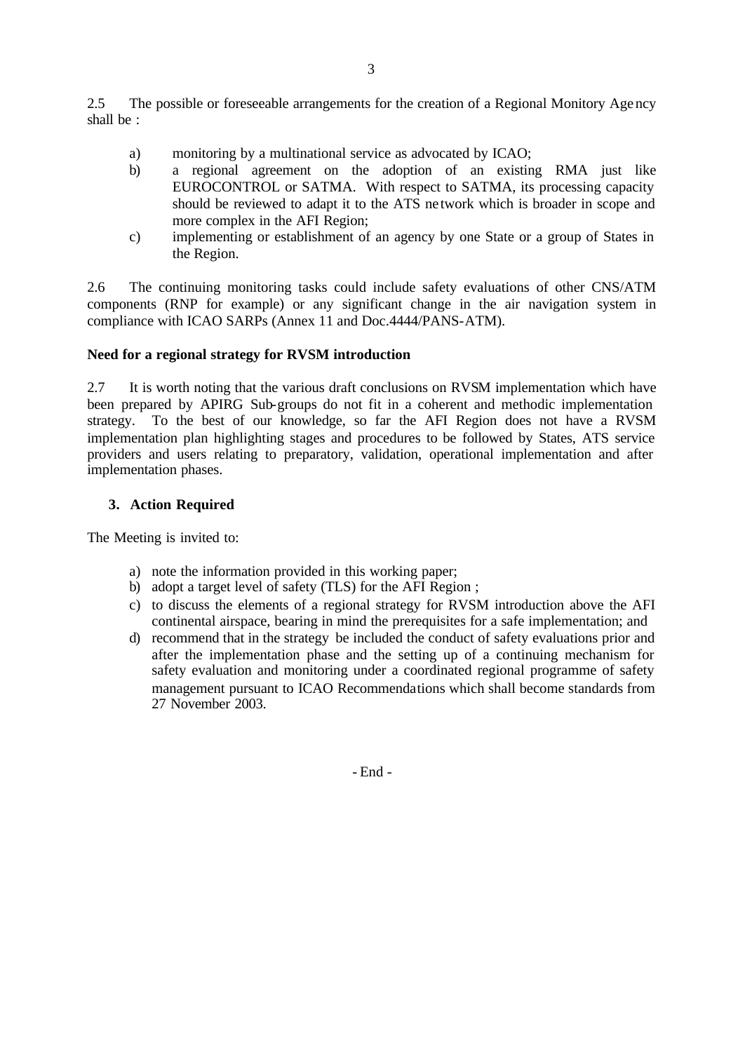2.5 The possible or foreseeable arrangements for the creation of a Regional Monitory Agency shall be :

a) monitoring by a multinational service as advocated by ICAO;
b) a regional agreement on the adoption of an existing RMA just like EUROCONTROL or SATMA. With respect to SATMA, its processing capacity should be reviewed to adapt it to the ATS network which is broader in scope and more complex in the AFI Region;
c) implementing or establishment of an agency by one State or a group of States in the Region.

2.6 The continuing monitoring tasks could include safety evaluations of other CNS/ATM components (RNP for example) or any significant change in the air navigation system in compliance with ICAO SARPs (Annex 11 and Doc.4444/PANS-ATM).

**Need for a regional strategy for RVSM introduction**

2.7 It is worth noting that the various draft conclusions on RVSM implementation which have been prepared by APIRG Sub-groups do not fit in a coherent and methodic implementation strategy. To the best of our knowledge, so far the AFI Region does not have a RVSM implementation plan highlighting stages and procedures to be followed by States, ATS service providers and users relating to preparatory, validation, operational implementation and after implementation phases.

## 3. Action Required

The Meeting is invited to:

a) note the information provided in this working paper;
b) adopt a target level of safety (TLS) for the AFI Region ;
c) to discuss the elements of a regional strategy for RVSM introduction above the AFI continental airspace, bearing in mind the prerequisites for a safe implementation; and
d) recommend that in the strategy be included the conduct of safety evaluations prior and after the implementation phase and the setting up of a continuing mechanism for safety evaluation and monitoring under a coordinated regional programme of safety management pursuant to ICAO Recommendations which shall become standards from 27 November 2003.

- End -